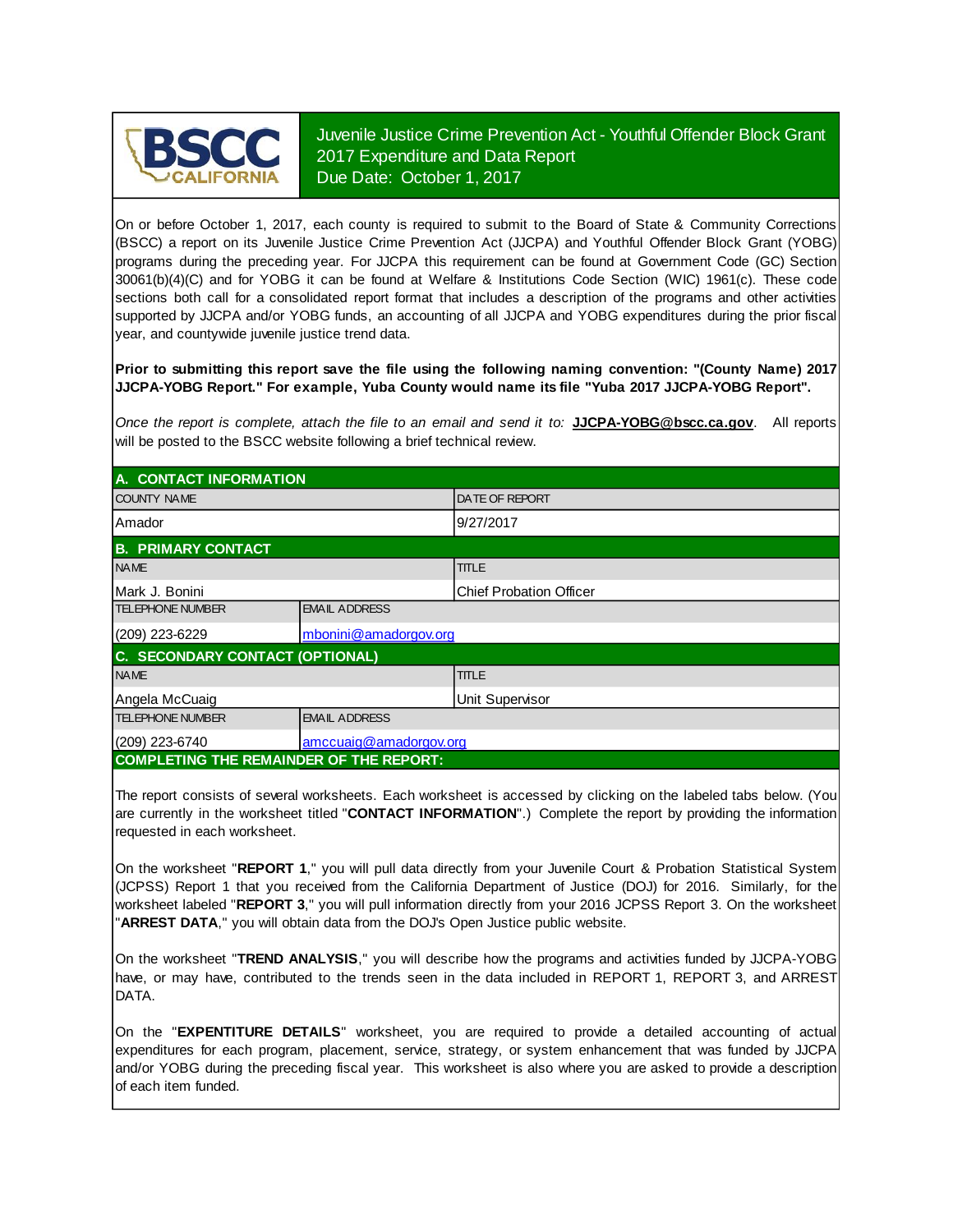BSCC CALIFORNIA

# Juvenile Justice Crime Prevention Act - Youthful Offender Block Grant 2017 Expenditure and Data Report Due Date: October 1, 2017

On or before October 1, 2017, each county is required to submit to the Board of State & Community Corrections (BSCC) a report on its Juvenile Justice Crime Prevention Act (JJCPA) and Youthful Offender Block Grant (YOBG) programs during the preceding year. For JJCPA this requirement can be found at Government Code (GC) Section 30061(b)(4)(C) and for YOBG it can be found at Welfare & Institutions Code Section (WIC) 1961(c). These code sections both call for a consolidated report format that includes a description of the programs and other activities supported by JJCPA and/or YOBG funds, an accounting of all JJCPA and YOBG expenditures during the prior fiscal year, and countywide juvenile justice trend data.

**Prior to submitting this report save the file using the following naming convention: "(County Name) 2017 JJCPA-YOBG Report." For example, Yuba County would name its file "Yuba 2017 JJCPA-YOBG Report".**

*Once the report is complete, attach the file to an email and send it to:* **JJCPA-YOBG@bscc.ca.gov**. All reports will be posted to the BSCC website following a brief technical review.

## A. CONTACT INFORMATION

| COUNTY NAME | DATE OF REPORT |
|---|---|
| Amador | 9/27/2017 |

## B. PRIMARY CONTACT

| NAME | | TITLE |
|---|---|---|
| Mark J. Bonini | | Chief Probation Officer |
| TELEPHONE NUMBER | EMAIL ADDRESS | |
| (209) 223-6229 | mbonini@amadorgov.org | |

## C. SECONDARY CONTACT (OPTIONAL)

| NAME | | TITLE |
|---|---|---|
| Angela McCuaig | | Unit Supervisor |
| TELEPHONE NUMBER | EMAIL ADDRESS | |
| (209) 223-6740 | amccuaig@amadorgov.org | |

## COMPLETING THE REMAINDER OF THE REPORT:

The report consists of several worksheets. Each worksheet is accessed by clicking on the labeled tabs below. (You are currently in the worksheet titled "**CONTACT INFORMATION**".) Complete the report by providing the information requested in each worksheet.

On the worksheet "**REPORT 1**," you will pull data directly from your Juvenile Court & Probation Statistical System (JCPSS) Report 1 that you received from the California Department of Justice (DOJ) for 2016. Similarly, for the worksheet labeled "**REPORT 3**," you will pull information directly from your 2016 JCPSS Report 3. On the worksheet "**ARREST DATA**," you will obtain data from the DOJ's Open Justice public website.

On the worksheet "**TREND ANALYSIS**," you will describe how the programs and activities funded by JJCPA-YOBG have, or may have, contributed to the trends seen in the data included in REPORT 1, REPORT 3, and ARREST DATA.

On the "**EXPENTITURE DETAILS**" worksheet, you are required to provide a detailed accounting of actual expenditures for each program, placement, service, strategy, or system enhancement that was funded by JJCPA and/or YOBG during the preceding fiscal year. This worksheet is also where you are asked to provide a description of each item funded.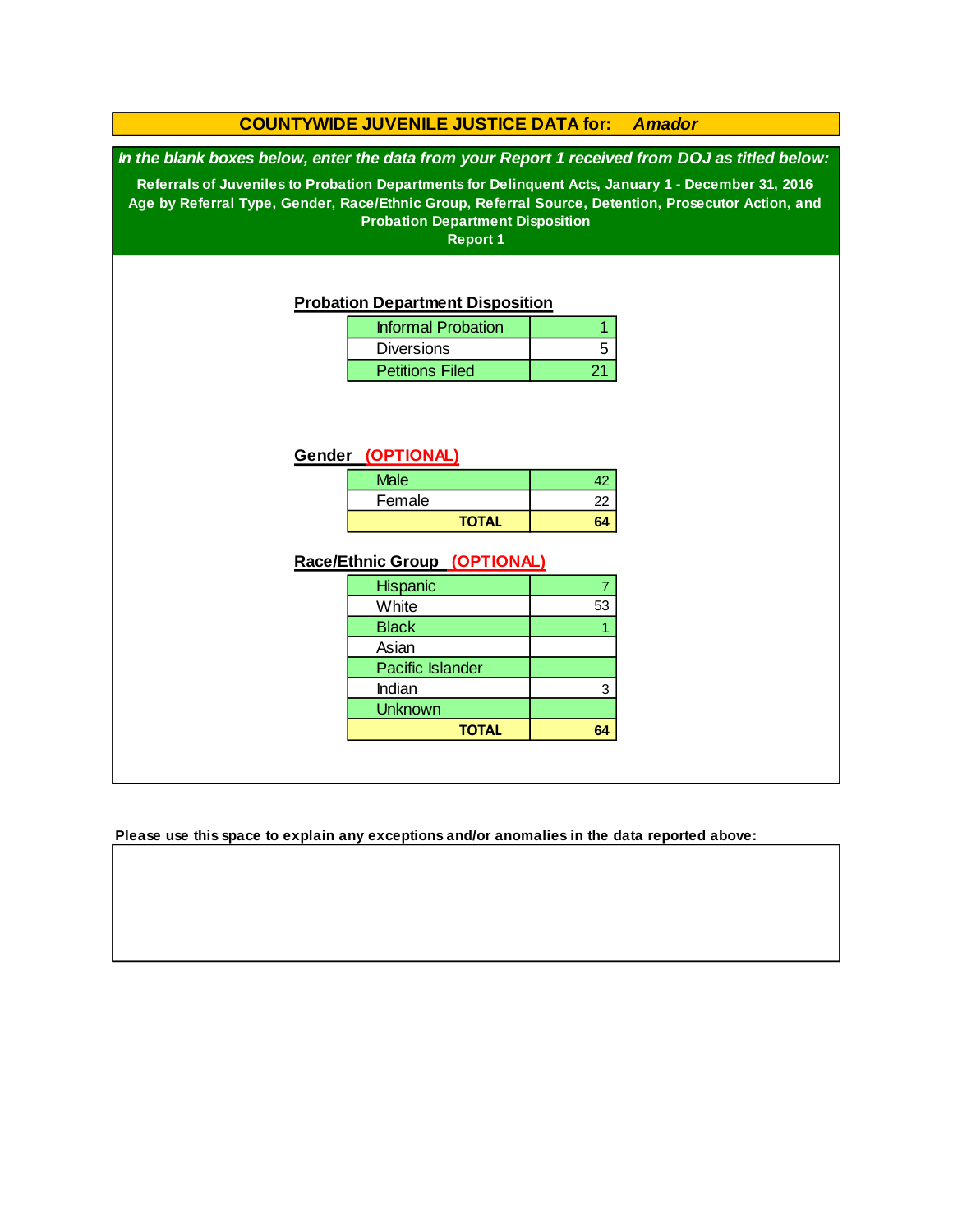# COUNTYWIDE JUVENILE JUSTICE DATA for: *Amador*

***In the blank boxes below, enter the data from your Report 1 received from DOJ as titled below:***

**Referrals of Juveniles to Probation Departments for Delinquent Acts, January 1 - December 31, 2016**
**Age by Referral Type, Gender, Race/Ethnic Group, Referral Source, Detention, Prosecutor Action, and Probation Department Disposition**
**Report 1**

## Probation Department Disposition

| | |
|---|---|
| Informal Probation | 1 |
| Diversions | 5 |
| Petitions Filed | 21 |

## Gender (OPTIONAL)

| | |
|---|---|
| Male | 42 |
| Female | 22 |
| **TOTAL** | **64** |

## Race/Ethnic Group (OPTIONAL)

| | |
|---|---|
| Hispanic | 7 |
| White | 53 |
| Black | 1 |
| Asian | |
| Pacific Islander | |
| Indian | 3 |
| Unknown | |
| **TOTAL** | **64** |

**Please use this space to explain any exceptions and/or anomalies in the data reported above:**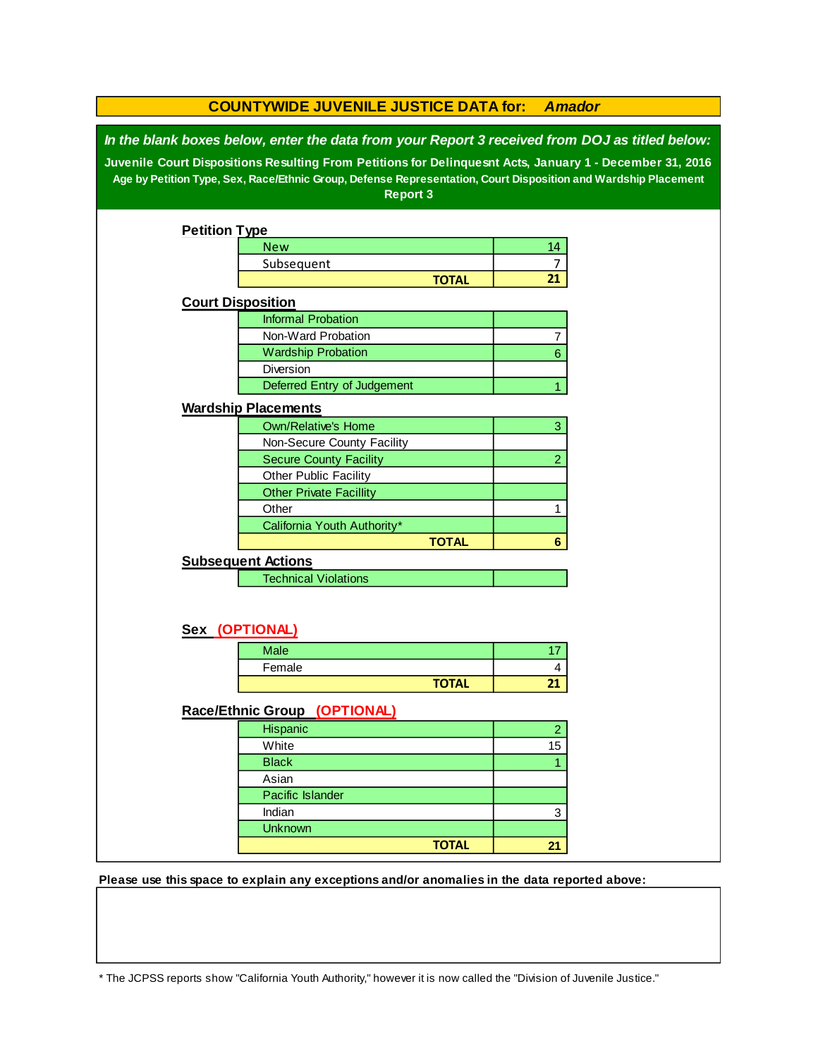# COUNTYWIDE JUVENILE JUSTICE DATA for: *Amador*

***In the blank boxes below, enter the data from your Report 3 received from DOJ as titled below:***

**Juvenile Court Dispositions Resulting From Petitions for Delinquesnt Acts, January 1 - December 31, 2016**

**Age by Petition Type, Sex, Race/Ethnic Group, Defense Representation, Court Disposition and Wardship Placement**

**Report 3**

## Petition Type

| | |
|---|---|
| New | 14 |
| Subsequent | 7 |
| **TOTAL** | **21** |

## Court Disposition

| | |
|---|---|
| Informal Probation | |
| Non-Ward Probation | 7 |
| Wardship Probation | 6 |
| Diversion | |
| Deferred Entry of Judgement | 1 |

## Wardship Placements

| | |
|---|---|
| Own/Relative's Home | 3 |
| Non-Secure County Facility | |
| Secure County Facility | 2 |
| Other Public Facility | |
| Other Private Facillity | |
| Other | 1 |
| California Youth Authority* | |
| **TOTAL** | **6** |

## Subsequent Actions

| | |
|---|---|
| Technical Violations | |

## Sex (OPTIONAL)

| | |
|---|---|
| Male | 17 |
| Female | 4 |
| **TOTAL** | **21** |

## Race/Ethnic Group (OPTIONAL)

| | |
|---|---|
| Hispanic | 2 |
| White | 15 |
| Black | 1 |
| Asian | |
| Pacific Islander | |
| Indian | 3 |
| Unknown | |
| **TOTAL** | **21** |

**Please use this space to explain any exceptions and/or anomalies in the data reported above:**

\* The JCPSS reports show "California Youth Authority," however it is now called the "Division of Juvenile Justice."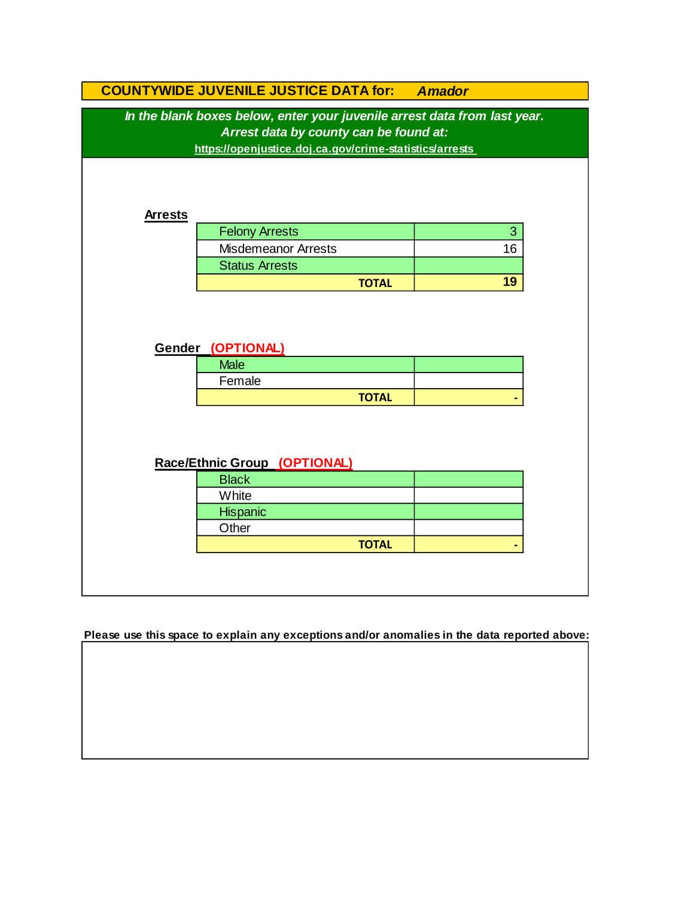# COUNTYWIDE JUVENILE JUSTICE DATA for: *Amador*

***In the blank boxes below, enter your juvenile arrest data from last year.***
***Arrest data by county can be found at:***
**https://openjustice.doj.ca.gov/crime-statistics/arrests**

**Arrests**

| | |
|---|---|
| Felony Arrests | 3 |
| Misdemeanor Arrests | 16 |
| Status Arrests | |
| **TOTAL** | **19** |

**Gender** **(OPTIONAL)**

| | |
|---|---|
| Male | |
| Female | |
| **TOTAL** | **-** |

**Race/Ethnic Group** **(OPTIONAL)**

| | |
|---|---|
| Black | |
| White | |
| Hispanic | |
| Other | |
| **TOTAL** | **-** |

**Please use this space to explain any exceptions and/or anomalies in the data reported above:**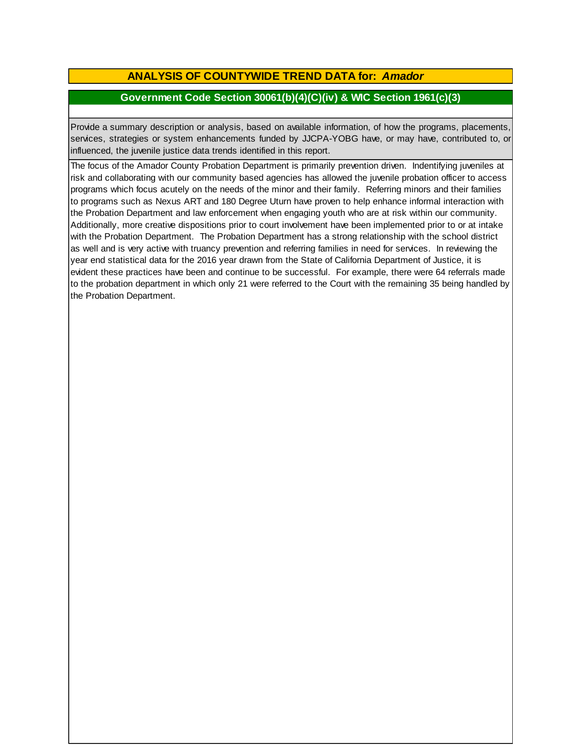## ANALYSIS OF COUNTYWIDE TREND DATA for: *Amador*

### Government Code Section 30061(b)(4)(C)(iv) & WIC Section 1961(c)(3)

Provide a summary description or analysis, based on available information, of how the programs, placements, services, strategies or system enhancements funded by JJCPA-YOBG have, or may have, contributed to, or influenced, the juvenile justice data trends identified in this report.

The focus of the Amador County Probation Department is primarily prevention driven. Indentifying juveniles at risk and collaborating with our community based agencies has allowed the juvenile probation officer to access programs which focus acutely on the needs of the minor and their family. Referring minors and their families to programs such as Nexus ART and 180 Degree Uturn have proven to help enhance informal interaction with the Probation Department and law enforcement when engaging youth who are at risk within our community. Additionally, more creative dispositions prior to court involvement have been implemented prior to or at intake with the Probation Department. The Probation Department has a strong relationship with the school district as well and is very active with truancy prevention and referring families in need for services. In reviewing the year end statistical data for the 2016 year drawn from the State of California Department of Justice, it is evident these practices have been and continue to be successful. For example, there were 64 referrals made to the probation department in which only 21 were referred to the Court with the remaining 35 being handled by the Probation Department.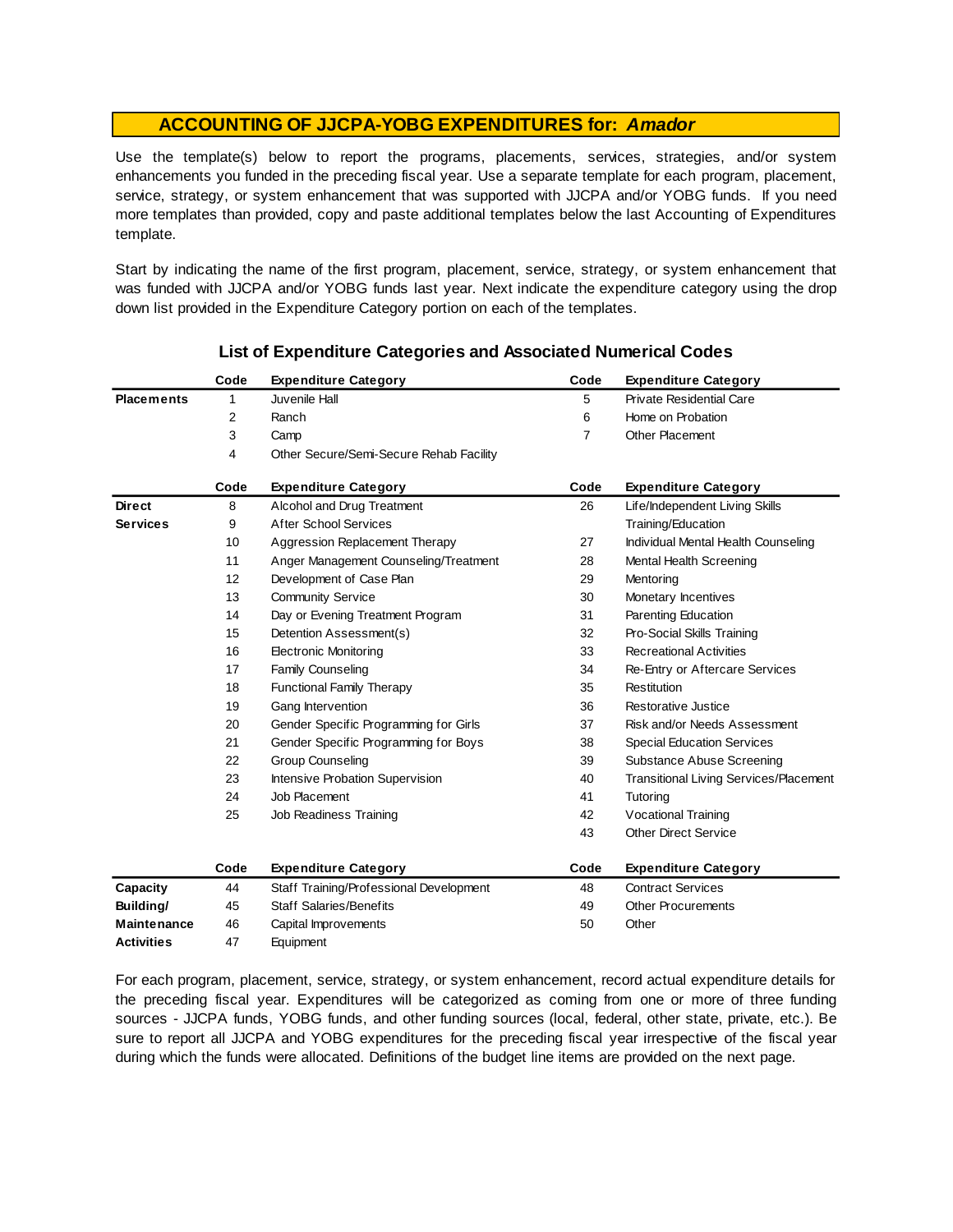## ACCOUNTING OF JJCPA-YOBG EXPENDITURES for: *Amador*

Use the template(s) below to report the programs, placements, services, strategies, and/or system enhancements you funded in the preceding fiscal year. Use a separate template for each program, placement, service, strategy, or system enhancement that was supported with JJCPA and/or YOBG funds. If you need more templates than provided, copy and paste additional templates below the last Accounting of Expenditures template.

Start by indicating the name of the first program, placement, service, strategy, or system enhancement that was funded with JJCPA and/or YOBG funds last year. Next indicate the expenditure category using the drop down list provided in the Expenditure Category portion on each of the templates.

### List of Expenditure Categories and Associated Numerical Codes

| | Code | Expenditure Category | Code | Expenditure Category |
|---|---|---|---|---|
| **Placements** | 1 | Juvenile Hall | 5 | Private Residential Care |
| | 2 | Ranch | 6 | Home on Probation |
| | 3 | Camp | 7 | Other Placement |
| | 4 | Other Secure/Semi-Secure Rehab Facility | | |

| | Code | Expenditure Category | Code | Expenditure Category |
|---|---|---|---|---|
| **Direct Services** | 8 | Alcohol and Drug Treatment | 26 | Life/Independent Living Skills Training/Education |
| | 9 | After School Services | | |
| | 10 | Aggression Replacement Therapy | 27 | Individual Mental Health Counseling |
| | 11 | Anger Management Counseling/Treatment | 28 | Mental Health Screening |
| | 12 | Development of Case Plan | 29 | Mentoring |
| | 13 | Community Service | 30 | Monetary Incentives |
| | 14 | Day or Evening Treatment Program | 31 | Parenting Education |
| | 15 | Detention Assessment(s) | 32 | Pro-Social Skills Training |
| | 16 | Electronic Monitoring | 33 | Recreational Activities |
| | 17 | Family Counseling | 34 | Re-Entry or Aftercare Services |
| | 18 | Functional Family Therapy | 35 | Restitution |
| | 19 | Gang Intervention | 36 | Restorative Justice |
| | 20 | Gender Specific Programming for Girls | 37 | Risk and/or Needs Assessment |
| | 21 | Gender Specific Programming for Boys | 38 | Special Education Services |
| | 22 | Group Counseling | 39 | Substance Abuse Screening |
| | 23 | Intensive Probation Supervision | 40 | Transitional Living Services/Placement |
| | 24 | Job Placement | 41 | Tutoring |
| | 25 | Job Readiness Training | 42 | Vocational Training |
| | | | 43 | Other Direct Service |

| | Code | Expenditure Category | Code | Expenditure Category |
|---|---|---|---|---|
| **Capacity Building/ Maintenance Activities** | 44 | Staff Training/Professional Development | 48 | Contract Services |
| | 45 | Staff Salaries/Benefits | 49 | Other Procurements |
| | 46 | Capital Improvements | 50 | Other |
| | 47 | Equipment | | |

For each program, placement, service, strategy, or system enhancement, record actual expenditure details for the preceding fiscal year. Expenditures will be categorized as coming from one or more of three funding sources - JJCPA funds, YOBG funds, and other funding sources (local, federal, other state, private, etc.). Be sure to report all JJCPA and YOBG expenditures for the preceding fiscal year irrespective of the fiscal year during which the funds were allocated. Definitions of the budget line items are provided on the next page.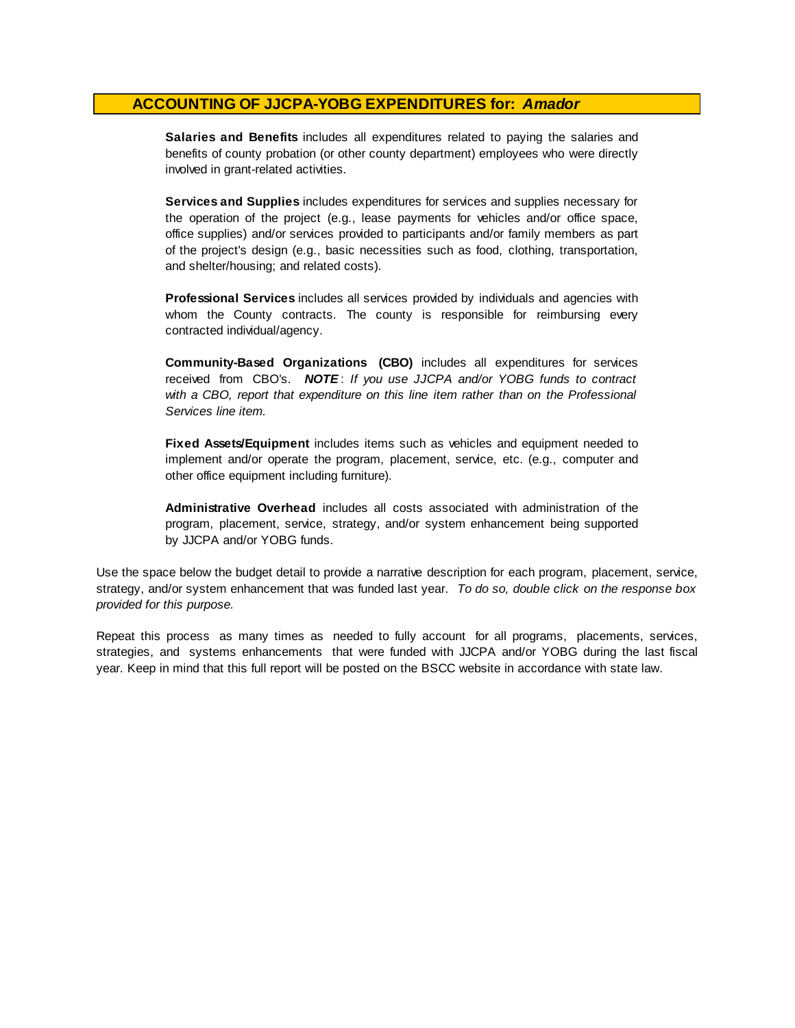## ACCOUNTING OF JJCPA-YOBG EXPENDITURES for: *Amador*

**Salaries and Benefits** includes all expenditures related to paying the salaries and benefits of county probation (or other county department) employees who were directly involved in grant-related activities.

**Services and Supplies** includes expenditures for services and supplies necessary for the operation of the project (e.g., lease payments for vehicles and/or office space, office supplies) and/or services provided to participants and/or family members as part of the project's design (e.g., basic necessities such as food, clothing, transportation, and shelter/housing; and related costs).

**Professional Services** includes all services provided by individuals and agencies with whom the County contracts. The county is responsible for reimbursing every contracted individual/agency.

**Community-Based Organizations (CBO)** includes all expenditures for services received from CBO's. ***NOTE***: *If you use JJCPA and/or YOBG funds to contract with a CBO, report that expenditure on this line item rather than on the Professional Services line item.*

**Fixed Assets/Equipment** includes items such as vehicles and equipment needed to implement and/or operate the program, placement, service, etc. (e.g., computer and other office equipment including furniture).

**Administrative Overhead** includes all costs associated with administration of the program, placement, service, strategy, and/or system enhancement being supported by JJCPA and/or YOBG funds.

Use the space below the budget detail to provide a narrative description for each program, placement, service, strategy, and/or system enhancement that was funded last year. *To do so, double click on the response box provided for this purpose.*

Repeat this process as many times as needed to fully account for all programs, placements, services, strategies, and systems enhancements that were funded with JJCPA and/or YOBG during the last fiscal year. Keep in mind that this full report will be posted on the BSCC website in accordance with state law.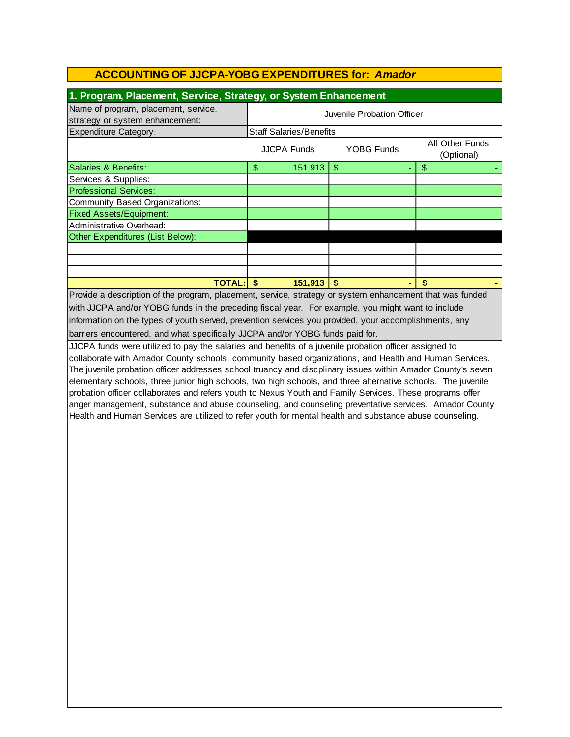## ACCOUNTING OF JJCPA-YOBG EXPENDITURES for: *Amador*

### 1. Program, Placement, Service, Strategy, or System Enhancement

| Name of program, placement, service, strategy or system enhancement: | Juvenile Probation Officer | | |
|---|---|---|---|
| Expenditure Category: | Staff Salaries/Benefits | | |
| | JJCPA Funds | YOBG Funds | All Other Funds (Optional) |
| Salaries & Benefits: | $ 151,913 | $ - | $ - |
| Services & Supplies: | | | |
| Professional Services: | | | |
| Community Based Organizations: | | | |
| Fixed Assets/Equipment: | | | |
| Administrative Overhead: | | | |
| Other Expenditures (List Below): | | | |
| | | | |
| | | | |
| | | | |
| **TOTAL:** | **$ 151,913** | **$ -** | **$ -** |

Provide a description of the program, placement, service, strategy or system enhancement that was funded with JJCPA and/or YOBG funds in the preceding fiscal year. For example, you might want to include information on the types of youth served, prevention services you provided, your accomplishments, any barriers encountered, and what specifically JJCPA and/or YOBG funds paid for.

JJCPA funds were utilized to pay the salaries and benefits of a juvenile probation officer assigned to collaborate with Amador County schools, community based organizations, and Health and Human Services. The juvenile probation officer addresses school truancy and discplinary issues within Amador County's seven elementary schools, three junior high schools, two high schools, and three alternative schools. The juvenile probation officer collaborates and refers youth to Nexus Youth and Family Services. These programs offer anger management, substance and abuse counseling, and counseling preventative services. Amador County Health and Human Services are utilized to refer youth for mental health and substance abuse counseling.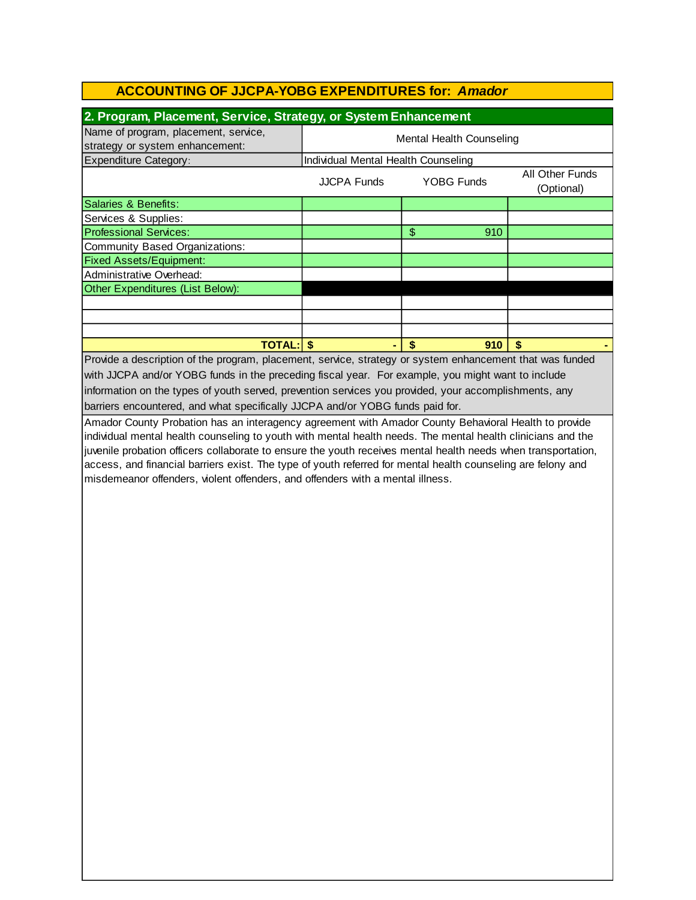## ACCOUNTING OF JJCPA-YOBG EXPENDITURES for: *Amador*

### 2. Program, Placement, Service, Strategy, or System Enhancement

| Name of program, placement, service, strategy or system enhancement: | Mental Health Counseling | | |
|---|---|---|---|
| Expenditure Category: | Individual Mental Health Counseling | | |
| | JJCPA Funds | YOBG Funds | All Other Funds (Optional) |
| Salaries & Benefits: | | | |
| Services & Supplies: | | | |
| Professional Services: | | $ 910 | |
| Community Based Organizations: | | | |
| Fixed Assets/Equipment: | | | |
| Administrative Overhead: | | | |
| Other Expenditures (List Below): | | | |
| | | | |
| | | | |
| | | | |
| **TOTAL:** | **$ -** | **$ 910** | **$ -** |

Provide a description of the program, placement, service, strategy or system enhancement that was funded with JJCPA and/or YOBG funds in the preceding fiscal year. For example, you might want to include information on the types of youth served, prevention services you provided, your accomplishments, any barriers encountered, and what specifically JJCPA and/or YOBG funds paid for.

Amador County Probation has an interagency agreement with Amador County Behavioral Health to provide individual mental health counseling to youth with mental health needs. The mental health clinicians and the juvenile probation officers collaborate to ensure the youth receives mental health needs when transportation, access, and financial barriers exist. The type of youth referred for mental health counseling are felony and misdemeanor offenders, violent offenders, and offenders with a mental illness.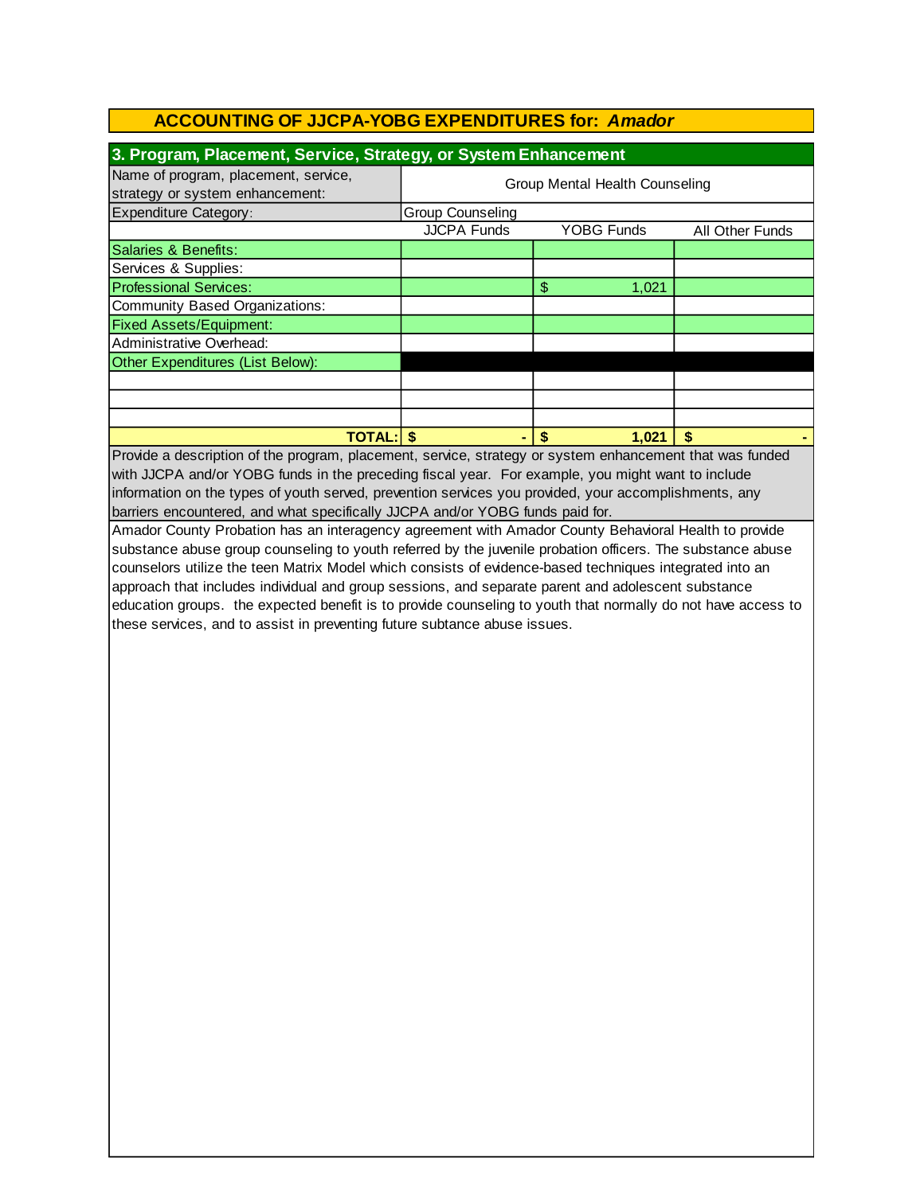## ACCOUNTING OF JJCPA-YOBG EXPENDITURES for: *Amador*

### 3. Program, Placement, Service, Strategy, or System Enhancement

| Name of program, placement, service, strategy or system enhancement: | Group Mental Health Counseling | | |
|---|---|---|---|
| Expenditure Category: | Group Counseling | | |
| | JJCPA Funds | YOBG Funds | All Other Funds |
| Salaries & Benefits: | | | |
| Services & Supplies: | | | |
| Professional Services: | | $ 1,021 | |
| Community Based Organizations: | | | |
| Fixed Assets/Equipment: | | | |
| Administrative Overhead: | | | |
| Other Expenditures (List Below): | | | |
| | | | |
| | | | |
| | | | |
| **TOTAL:** | **$ -** | **$ 1,021** | **$ -** |

Provide a description of the program, placement, service, strategy or system enhancement that was funded with JJCPA and/or YOBG funds in the preceding fiscal year. For example, you might want to include information on the types of youth served, prevention services you provided, your accomplishments, any barriers encountered, and what specifically JJCPA and/or YOBG funds paid for.

Amador County Probation has an interagency agreement with Amador County Behavioral Health to provide substance abuse group counseling to youth referred by the juvenile probation officers. The substance abuse counselors utilize the teen Matrix Model which consists of evidence-based techniques integrated into an approach that includes individual and group sessions, and separate parent and adolescent substance education groups. the expected benefit is to provide counseling to youth that normally do not have access to these services, and to assist in preventing future subtance abuse issues.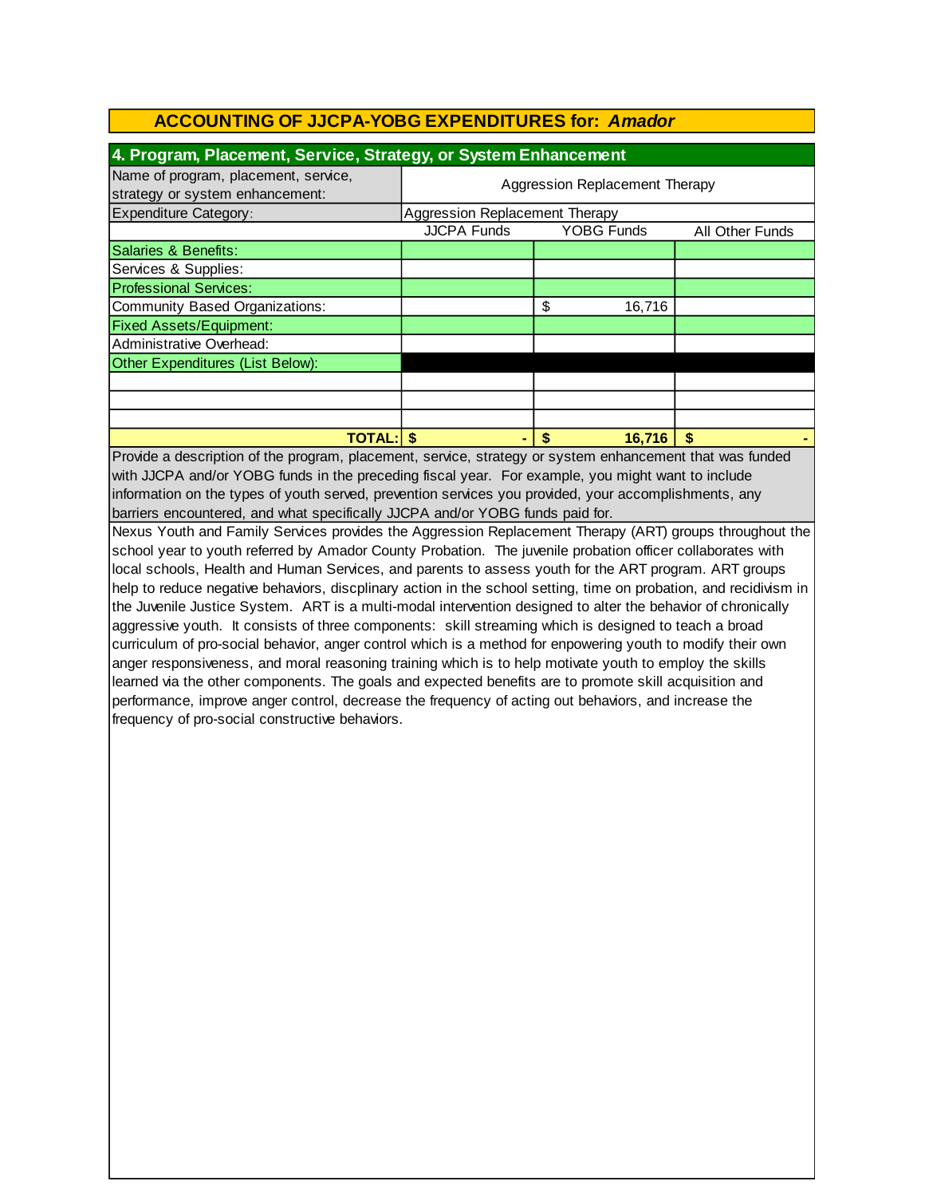## ACCOUNTING OF JJCPA-YOBG EXPENDITURES for: *Amador*

### 4. Program, Placement, Service, Strategy, or System Enhancement

| Name of program, placement, service, strategy or system enhancement: | Aggression Replacement Therapy | | |
|---|---|---|---|
| Expenditure Category: | Aggression Replacement Therapy | | |
| | JJCPA Funds | YOBG Funds | All Other Funds |
| Salaries & Benefits: | | | |
| Services & Supplies: | | | |
| Professional Services: | | | |
| Community Based Organizations: | | $ 16,716 | |
| Fixed Assets/Equipment: | | | |
| Administrative Overhead: | | | |
| Other Expenditures (List Below): | | | |
| | | | |
| | | | |
| | | | |
| **TOTAL:** | **$ -** | **$ 16,716** | **$ -** |

Provide a description of the program, placement, service, strategy or system enhancement that was funded with JJCPA and/or YOBG funds in the preceding fiscal year. For example, you might want to include information on the types of youth served, prevention services you provided, your accomplishments, any barriers encountered, and what specifically JJCPA and/or YOBG funds paid for.

Nexus Youth and Family Services provides the Aggression Replacement Therapy (ART) groups throughout the school year to youth referred by Amador County Probation. The juvenile probation officer collaborates with local schools, Health and Human Services, and parents to assess youth for the ART program. ART groups help to reduce negative behaviors, discplinary action in the school setting, time on probation, and recidivism in the Juvenile Justice System. ART is a multi-modal intervention designed to alter the behavior of chronically aggressive youth. It consists of three components: skill streaming which is designed to teach a broad curriculum of pro-social behavior, anger control which is a method for enpowering youth to modify their own anger responsiveness, and moral reasoning training which is to help motivate youth to employ the skills learned via the other components. The goals and expected benefits are to promote skill acquisition and performance, improve anger control, decrease the frequency of acting out behaviors, and increase the frequency of pro-social constructive behaviors.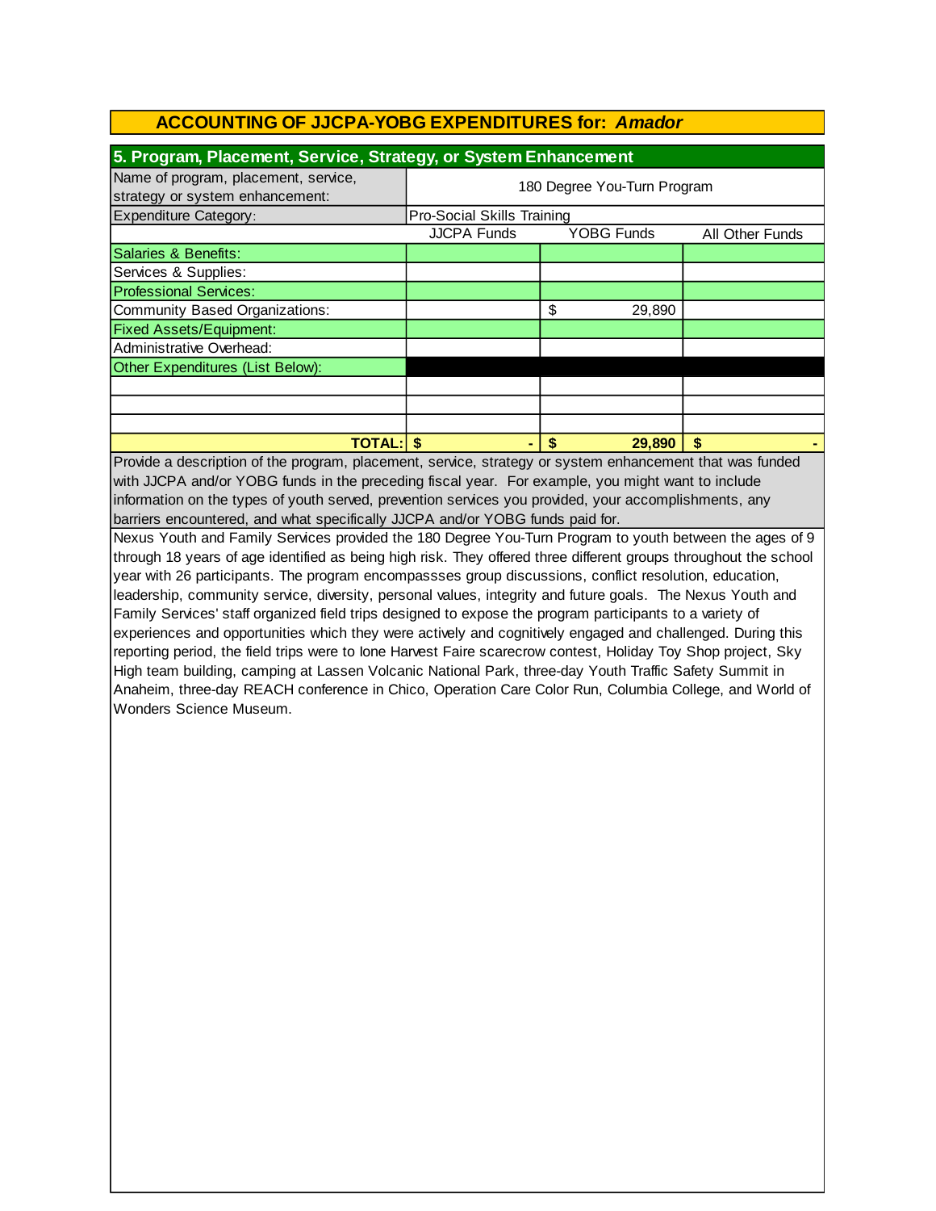## ACCOUNTING OF JJCPA-YOBG EXPENDITURES for: *Amador*

### 5. Program, Placement, Service, Strategy, or System Enhancement

| Name of program, placement, service, strategy or system enhancement: | 180 Degree You-Turn Program | | |
|---|---|---|---|
| Expenditure Category: | Pro-Social Skills Training | | |
| | JJCPA Funds | YOBG Funds | All Other Funds |
| Salaries & Benefits: | | | |
| Services & Supplies: | | | |
| Professional Services: | | | |
| Community Based Organizations: | | $ 29,890 | |
| Fixed Assets/Equipment: | | | |
| Administrative Overhead: | | | |
| Other Expenditures (List Below): | | | |
| | | | |
| | | | |
| | | | |
| **TOTAL:** | **$ -** | **$ 29,890** | **$ -** |

Provide a description of the program, placement, service, strategy or system enhancement that was funded with JJCPA and/or YOBG funds in the preceding fiscal year. For example, you might want to include information on the types of youth served, prevention services you provided, your accomplishments, any barriers encountered, and what specifically JJCPA and/or YOBG funds paid for.

Nexus Youth and Family Services provided the 180 Degree You-Turn Program to youth between the ages of 9 through 18 years of age identified as being high risk. They offered three different groups throughout the school year with 26 participants. The program encompassses group discussions, conflict resolution, education, leadership, community service, diversity, personal values, integrity and future goals. The Nexus Youth and Family Services' staff organized field trips designed to expose the program participants to a variety of experiences and opportunities which they were actively and cognitively engaged and challenged. During this reporting period, the field trips were to Ione Harvest Faire scarecrow contest, Holiday Toy Shop project, Sky High team building, camping at Lassen Volcanic National Park, three-day Youth Traffic Safety Summit in Anaheim, three-day REACH conference in Chico, Operation Care Color Run, Columbia College, and World of Wonders Science Museum.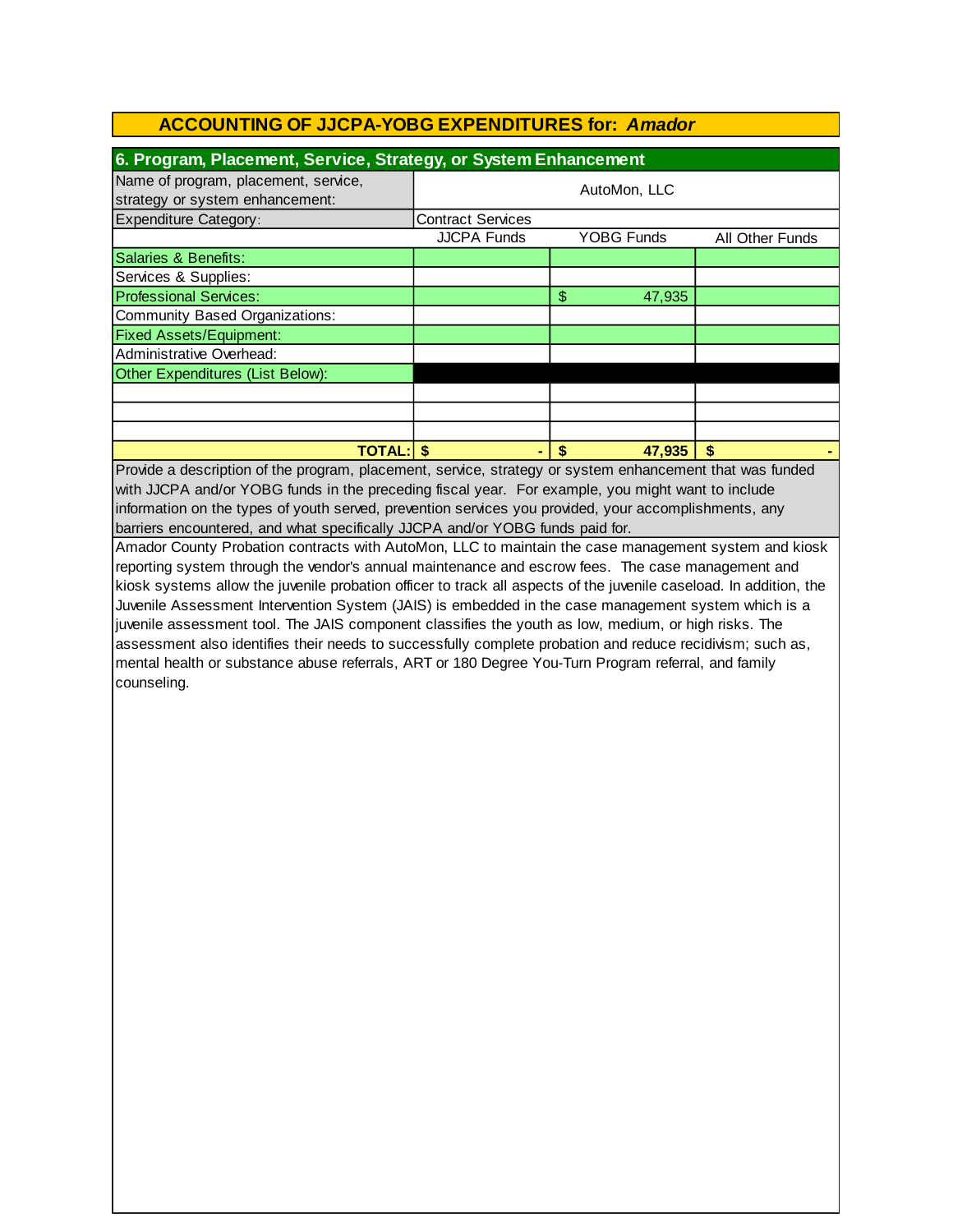## ACCOUNTING OF JJCPA-YOBG EXPENDITURES for: *Amador*

### 6. Program, Placement, Service, Strategy, or System Enhancement

| Name of program, placement, service, strategy or system enhancement: | AutoMon, LLC | | |
|---|---|---|---|
| Expenditure Category: | Contract Services | | |
| | JJCPA Funds | YOBG Funds | All Other Funds |
| Salaries & Benefits: | | | |
| Services & Supplies: | | | |
| Professional Services: | | $ 47,935 | |
| Community Based Organizations: | | | |
| Fixed Assets/Equipment: | | | |
| Administrative Overhead: | | | |
| Other Expenditures (List Below): | | | |
| | | | |
| | | | |
| | | | |
| **TOTAL:** | **$ -** | **$ 47,935** | **$ -** |

Provide a description of the program, placement, service, strategy or system enhancement that was funded with JJCPA and/or YOBG funds in the preceding fiscal year. For example, you might want to include information on the types of youth served, prevention services you provided, your accomplishments, any barriers encountered, and what specifically JJCPA and/or YOBG funds paid for.

Amador County Probation contracts with AutoMon, LLC to maintain the case management system and kiosk reporting system through the vendor's annual maintenance and escrow fees. The case management and kiosk systems allow the juvenile probation officer to track all aspects of the juvenile caseload. In addition, the Juvenile Assessment Intervention System (JAIS) is embedded in the case management system which is a juvenile assessment tool. The JAIS component classifies the youth as low, medium, or high risks. The assessment also identifies their needs to successfully complete probation and reduce recidivism; such as, mental health or substance abuse referrals, ART or 180 Degree You-Turn Program referral, and family counseling.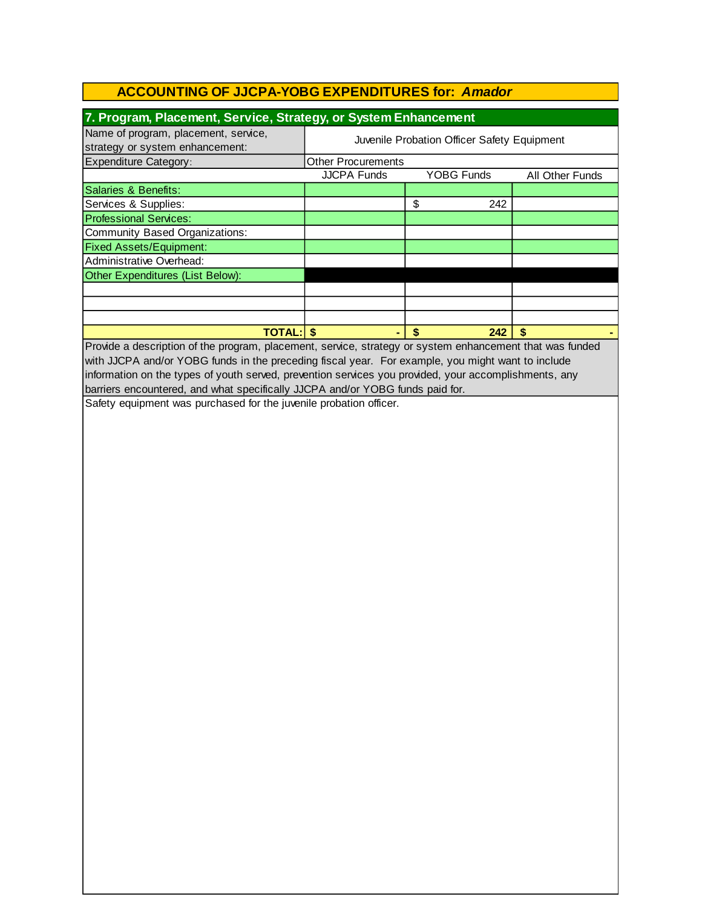## ACCOUNTING OF JJCPA-YOBG EXPENDITURES for: *Amador*

### 7. Program, Placement, Service, Strategy, or System Enhancement

| | | | |
|---|---|---|---|
| Name of program, placement, service, strategy or system enhancement: | Juvenile Probation Officer Safety Equipment | | |
| Expenditure Category: | Other Procurements | | |
| | JJCPA Funds | YOBG Funds | All Other Funds |
| Salaries & Benefits: | | | |
| Services & Supplies: | | $ 242 | |
| Professional Services: | | | |
| Community Based Organizations: | | | |
| Fixed Assets/Equipment: | | | |
| Administrative Overhead: | | | |
| Other Expenditures (List Below): | | | |
| | | | |
| | | | |
| | | | |
| **TOTAL:** | **$ -** | **$ 242** | **$ -** |

Provide a description of the program, placement, service, strategy or system enhancement that was funded with JJCPA and/or YOBG funds in the preceding fiscal year. For example, you might want to include information on the types of youth served, prevention services you provided, your accomplishments, any barriers encountered, and what specifically JJCPA and/or YOBG funds paid for.

Safety equipment was purchased for the juvenile probation officer.